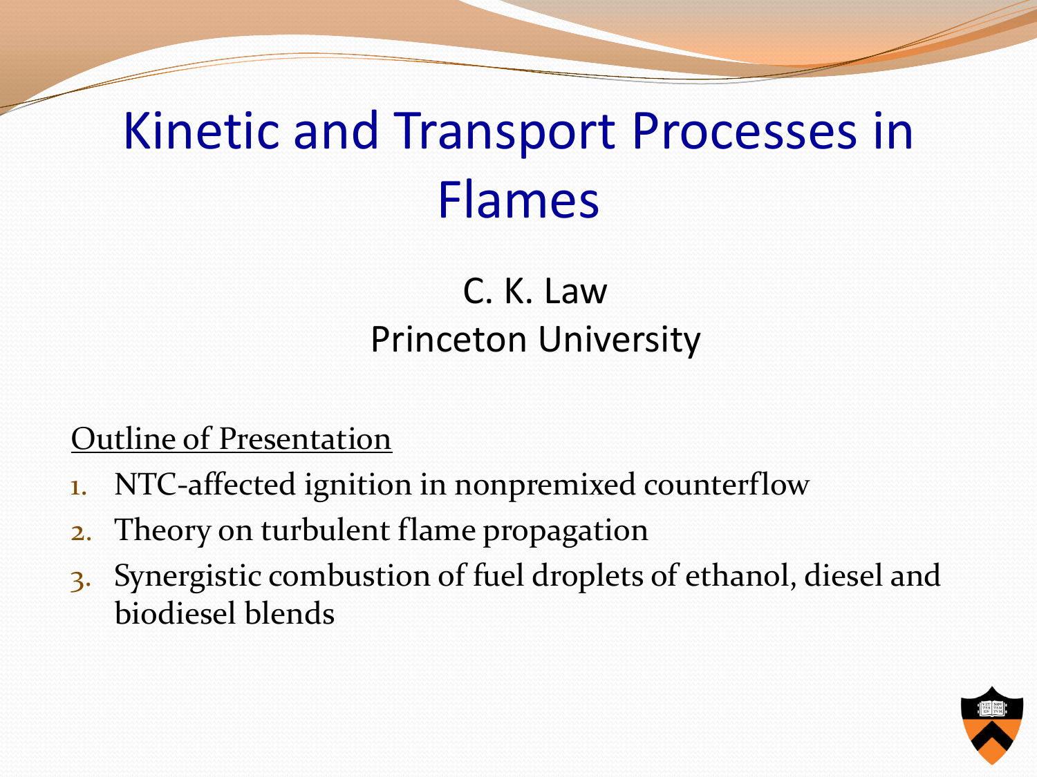# Kinetic and Transport Processes in Flames

C. K. Law

Princeton University

Outline of Presentation

1. NTC-affected ignition in nonpremixed counterflow
2. Theory on turbulent flame propagation
3. Synergistic combustion of fuel droplets of ethanol, diesel and biodiesel blends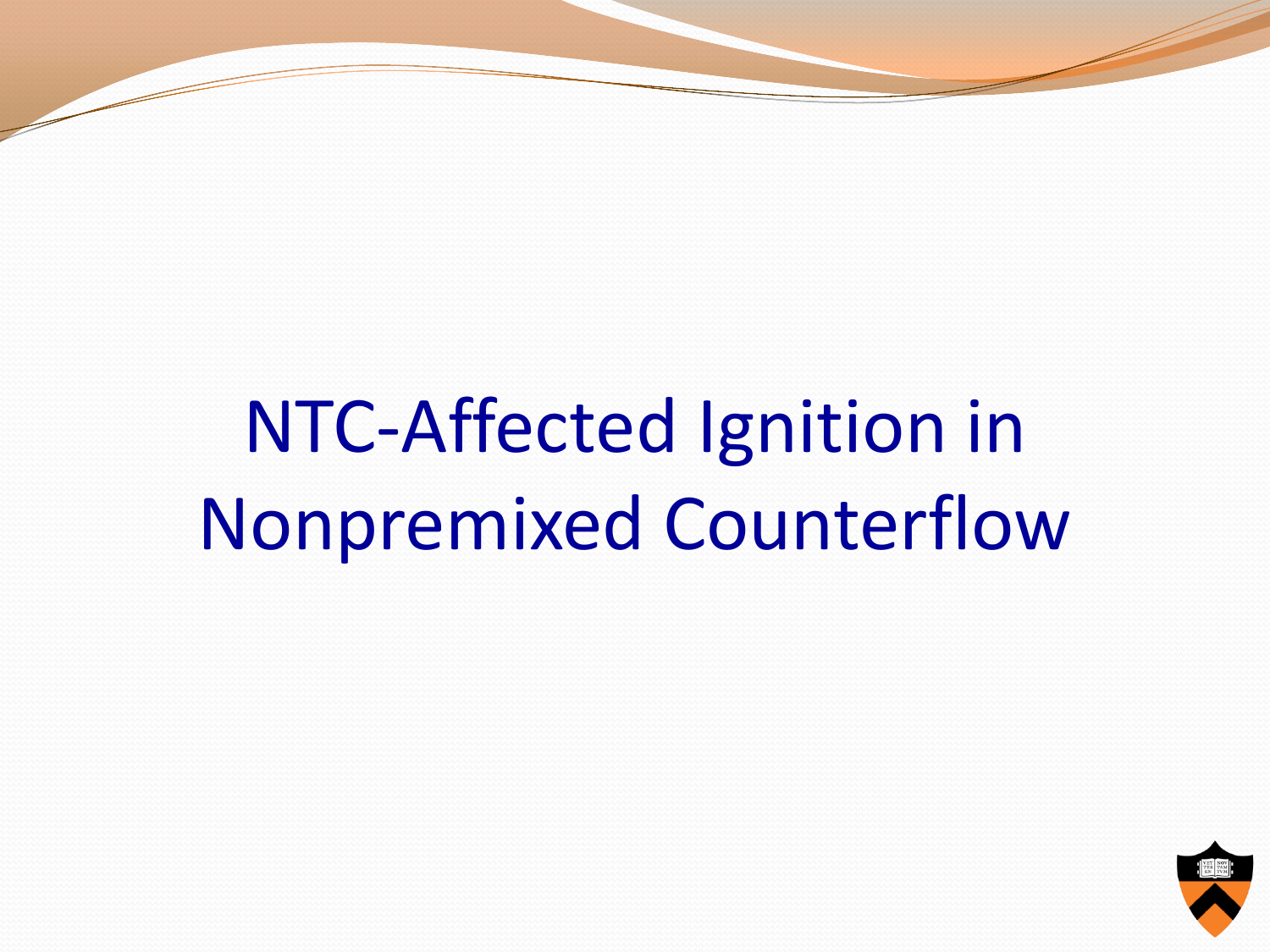# NTC-Affected Ignition in Nonpremixed Counterflow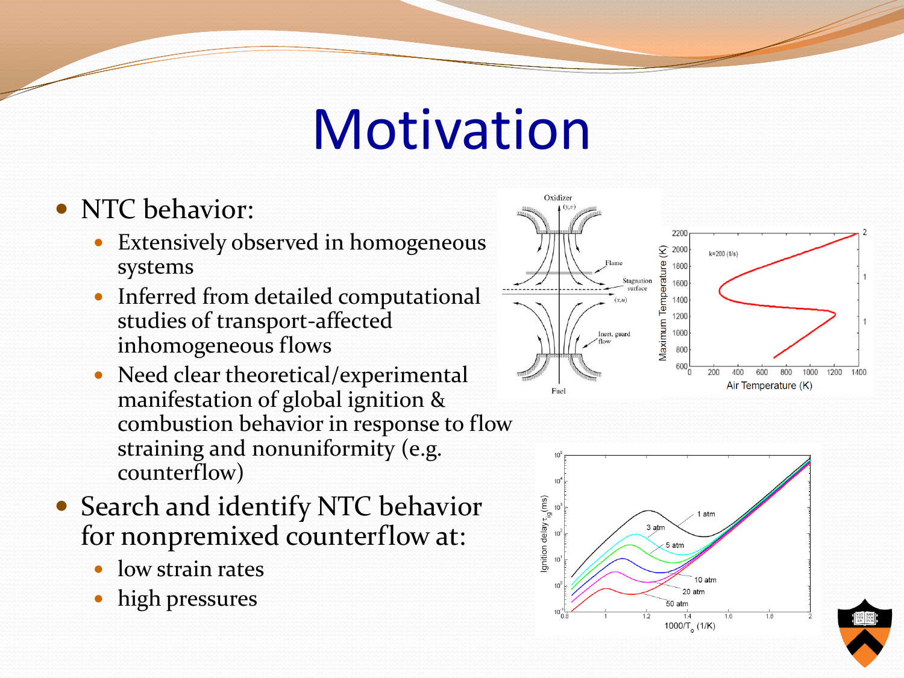# Motivation

- NTC behavior:
  - Extensively observed in homogeneous systems
  - Inferred from detailed computational studies of transport-affected inhomogeneous flows
  - Need clear theoretical/experimental manifestation of global ignition & combustion behavior in response to flow straining and nonuniformity (e.g. counterflow)
- Search and identify NTC behavior for nonpremixed counterflow at:
  - low strain rates
  - high pressures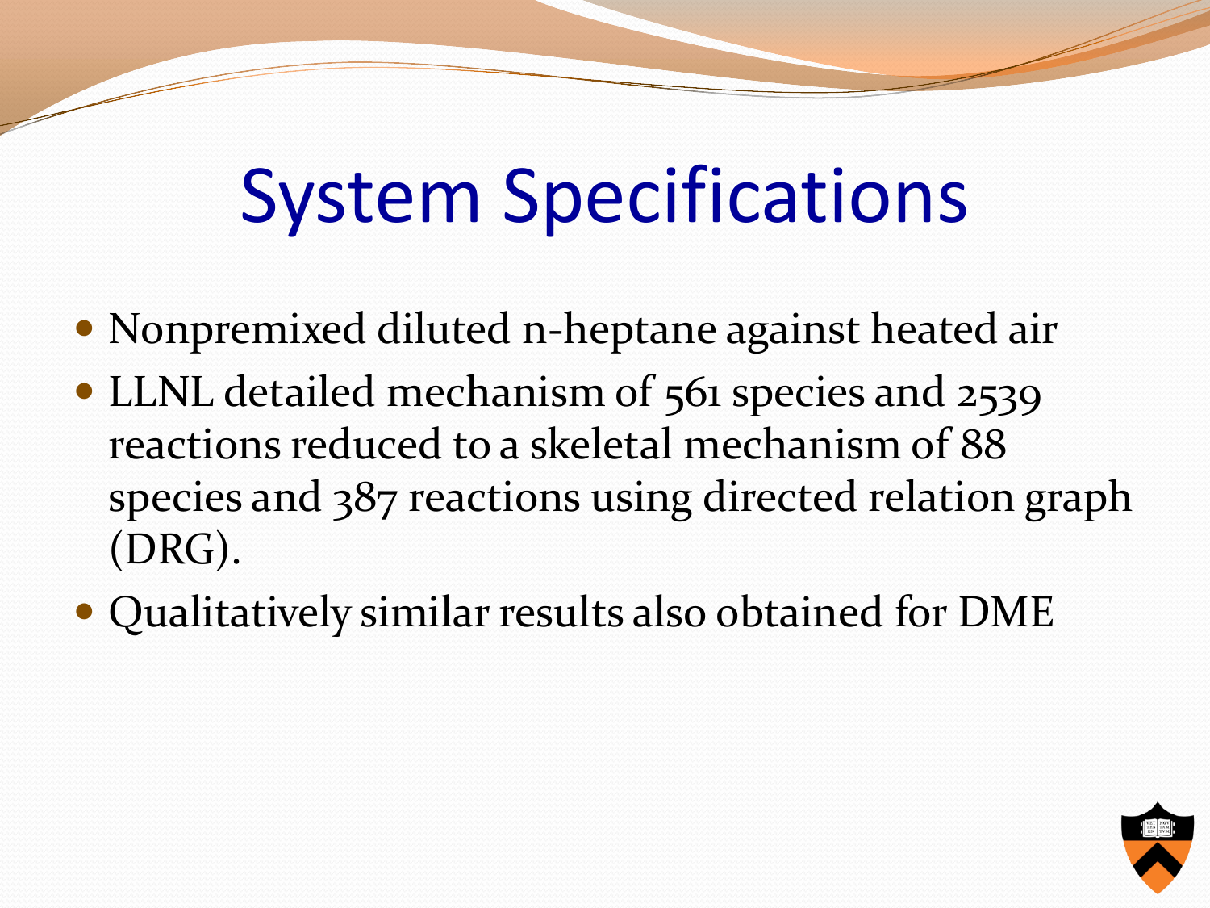# System Specifications

- Nonpremixed diluted n-heptane against heated air
- LLNL detailed mechanism of 561 species and 2539 reactions reduced to a skeletal mechanism of 88 species and 387 reactions using directed relation graph (DRG).
- Qualitatively similar results also obtained for DME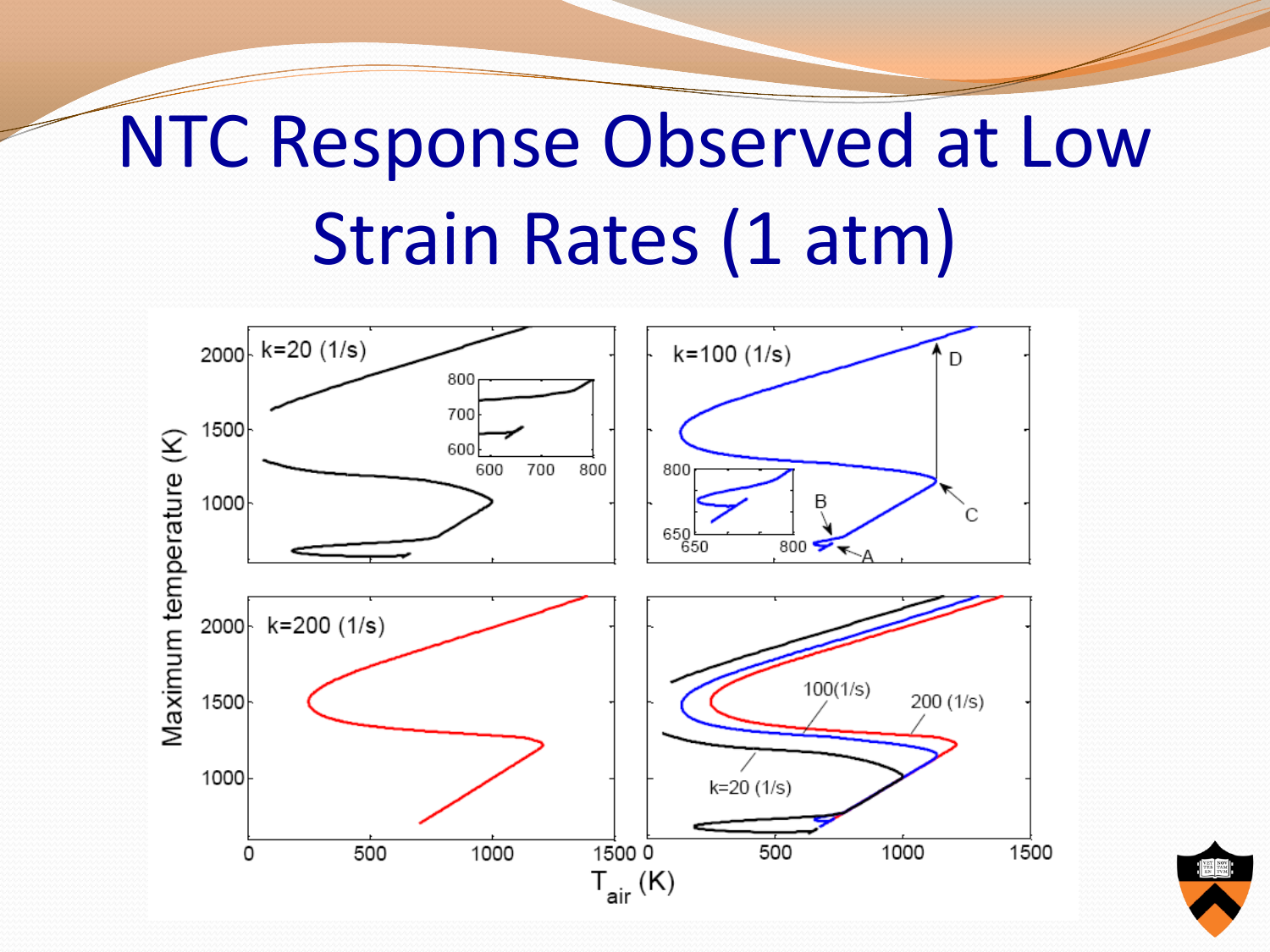# NTC Response Observed at Low Strain Rates (1 atm)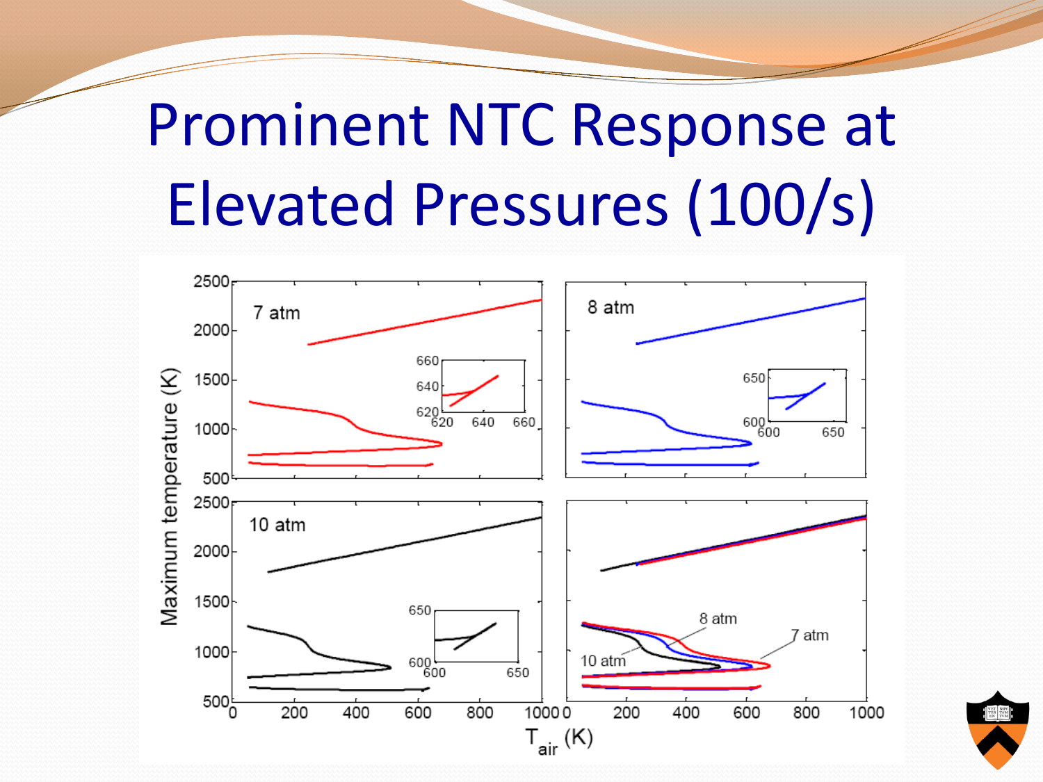# Prominent NTC Response at Elevated Pressures (100/s)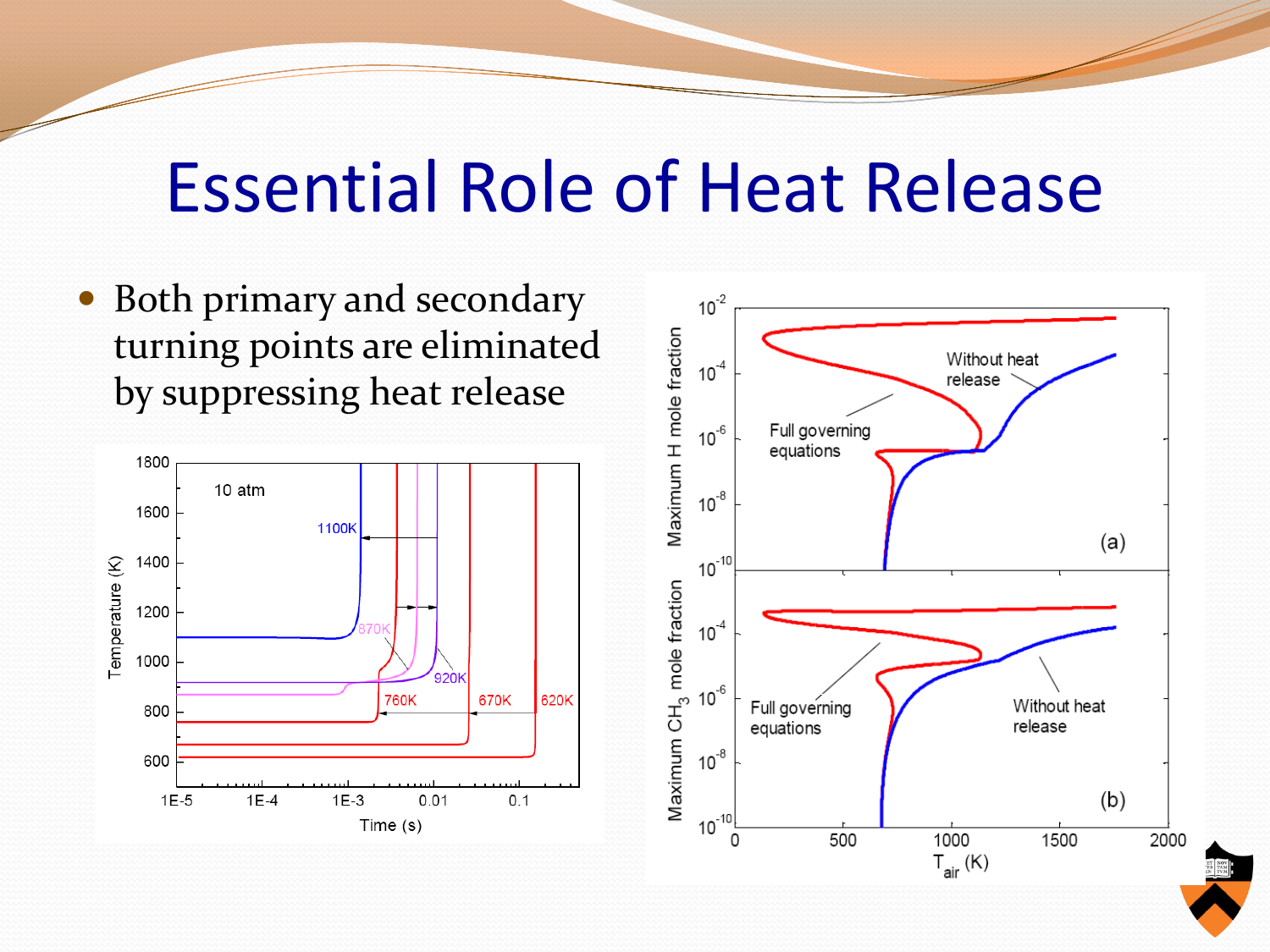# Essential Role of Heat Release

- Both primary and secondary turning points are eliminated by suppressing heat release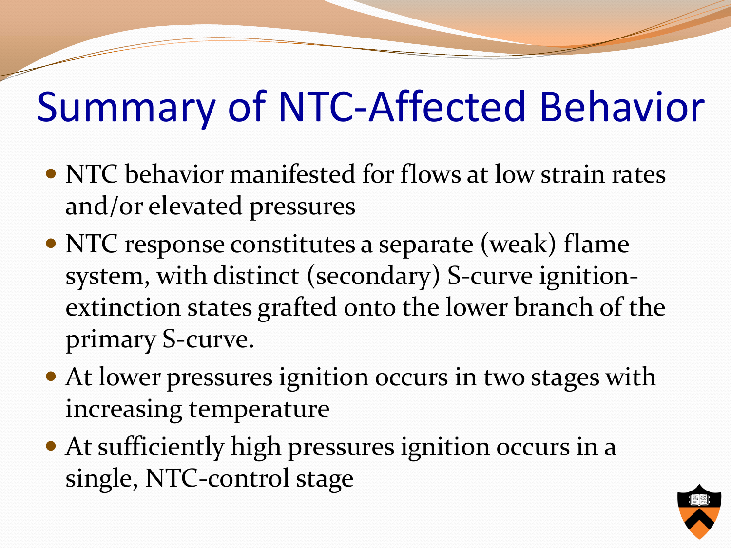# Summary of NTC-Affected Behavior

- NTC behavior manifested for flows at low strain rates and/or elevated pressures
- NTC response constitutes a separate (weak) flame system, with distinct (secondary) S-curve ignition-extinction states grafted onto the lower branch of the primary S-curve.
- At lower pressures ignition occurs in two stages with increasing temperature
- At sufficiently high pressures ignition occurs in a single, NTC-control stage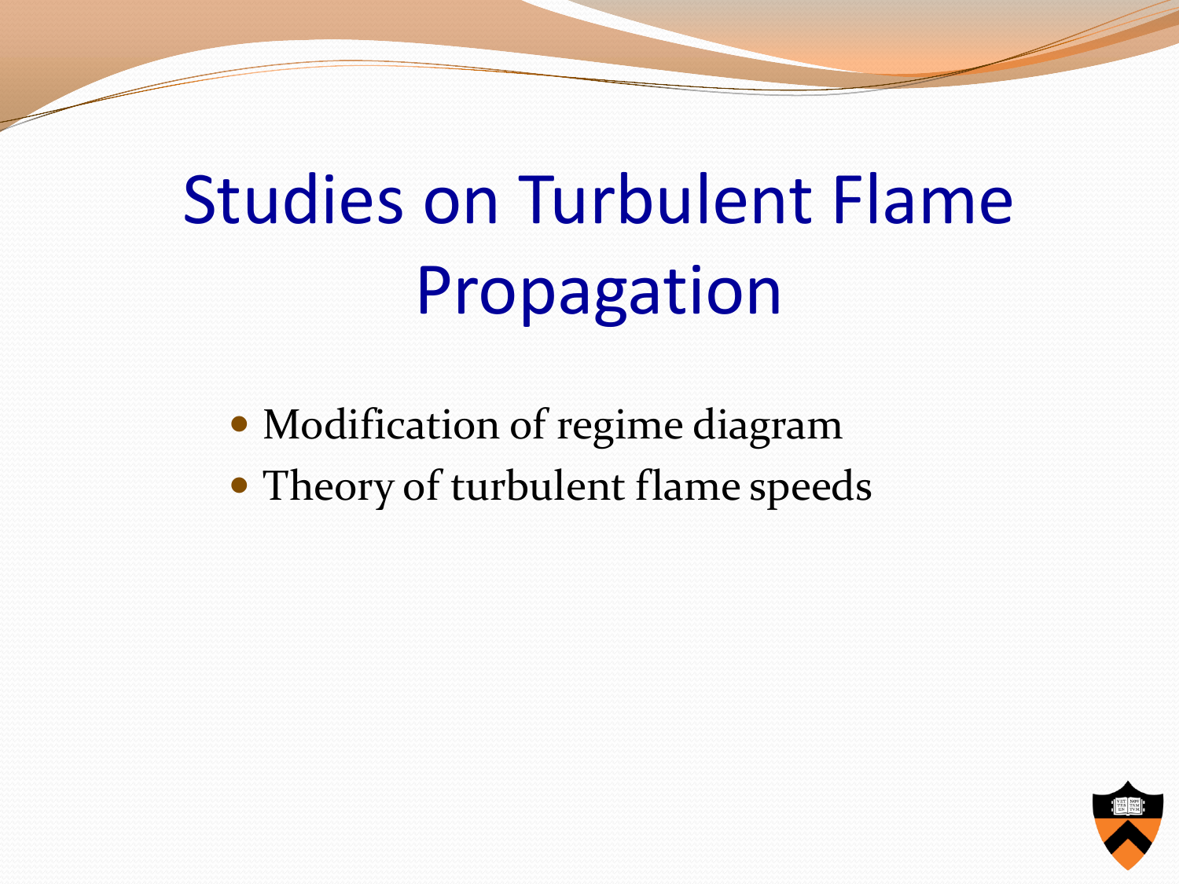# Studies on Turbulent Flame Propagation

- Modification of regime diagram
- Theory of turbulent flame speeds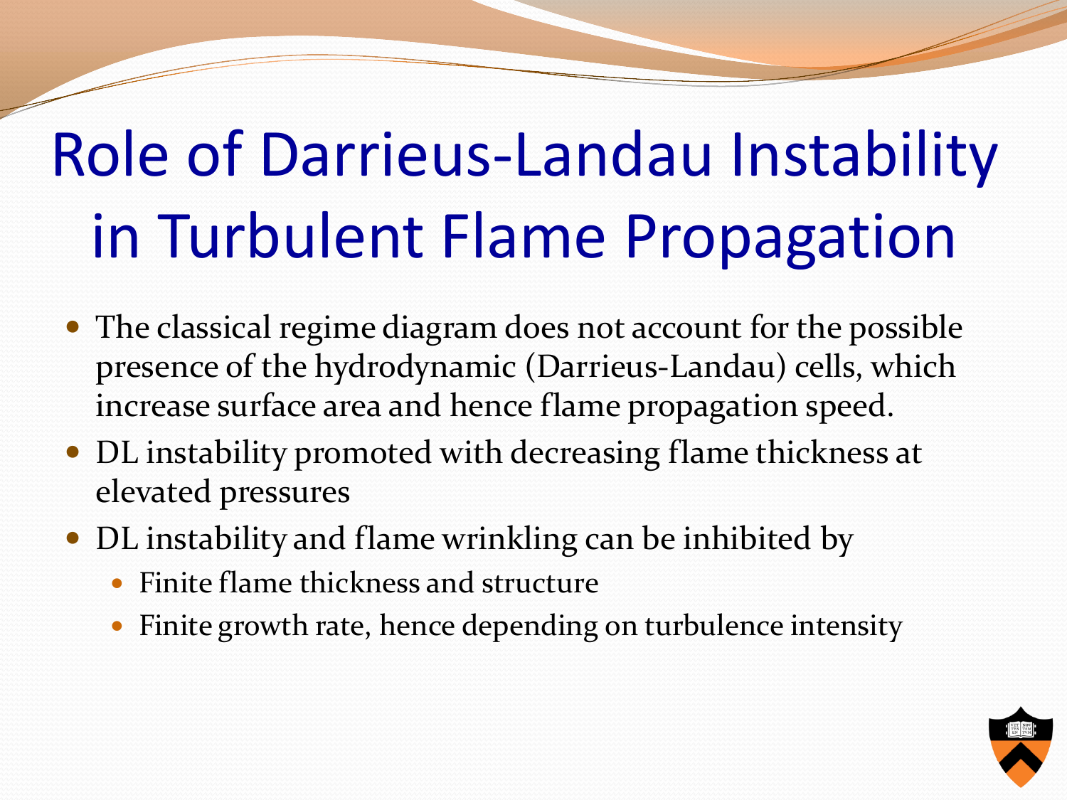# Role of Darrieus-Landau Instability in Turbulent Flame Propagation

- The classical regime diagram does not account for the possible presence of the hydrodynamic (Darrieus-Landau) cells, which increase surface area and hence flame propagation speed.
- DL instability promoted with decreasing flame thickness at elevated pressures
- DL instability and flame wrinkling can be inhibited by
  - Finite flame thickness and structure
  - Finite growth rate, hence depending on turbulence intensity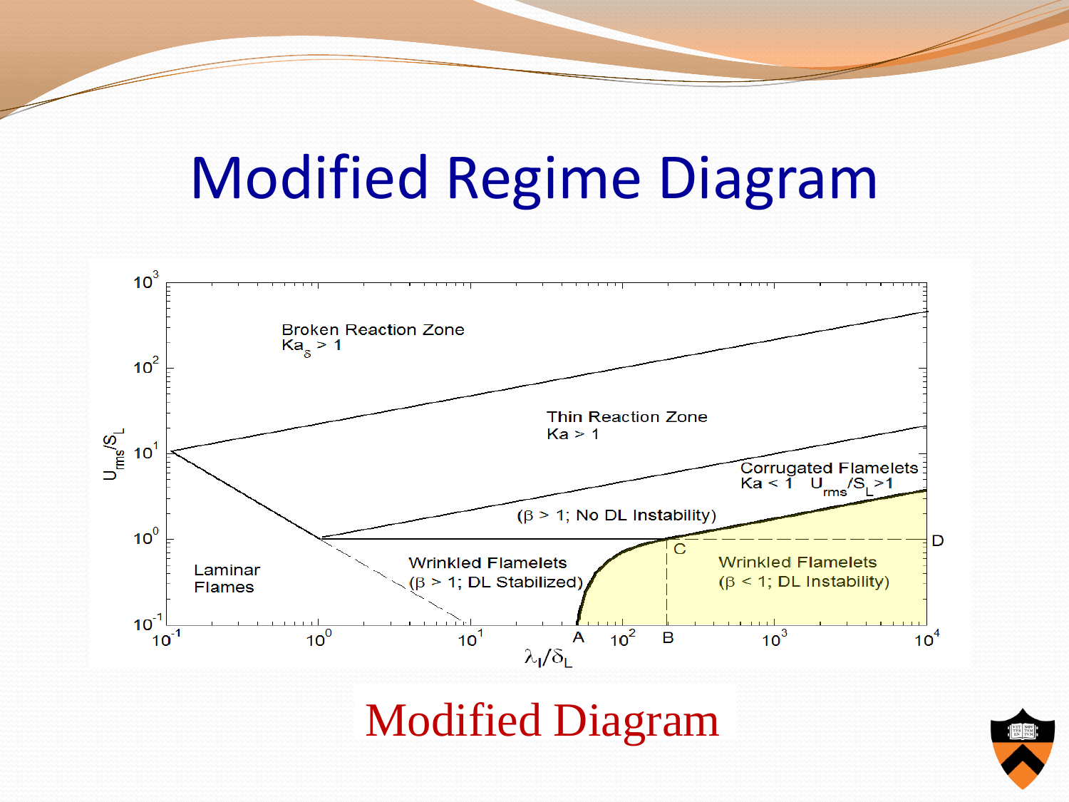# Modified Regime Diagram

Broken Reaction Zone
$Ka_\delta > 1$

Thin Reaction Zone
$Ka > 1$

Corrugated Flamelets
$Ka < 1$ $U_{rms}/S_L > 1$

($\beta > 1$; No DL Instability)

Laminar Flames

Wrinkled Flamelets
($\beta > 1$; DL Stabilized)

Wrinkled Flamelets
($\beta < 1$; DL Instability)

A, B, C, D

$U_{rms}/S_L$ (axis: $10^{-1}$, $10^0$, $10^1$, $10^2$, $10^3$)

$\lambda_I/\delta_L$ (axis: $10^{-1}$, $10^0$, $10^1$, $10^2$, $10^3$, $10^4$)

Modified Diagram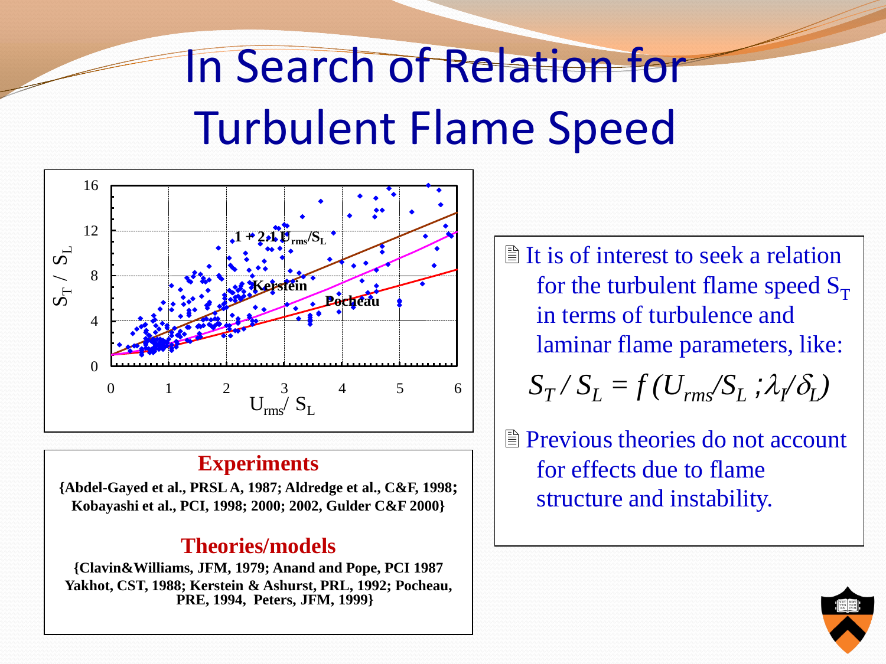# In Search of Relation for Turbulent Flame Speed

**Experiments**

**{Abdel-Gayed et al., PRSL A, 1987; Aldredge et al., C&F, 1998; Kobayashi et al., PCI, 1998; 2000; 2002, Gulder C&F 2000}**

**Theories/models**

**{Clavin&Williams, JFM, 1979; Anand and Pope, PCI 1987 Yakhot, CST, 1988; Kerstein & Ashurst, PRL, 1992; Pocheau, PRE, 1994, Peters, JFM, 1999}**

- It is of interest to seek a relation for the turbulent flame speed $S_T$ in terms of turbulence and laminar flame parameters, like:

$$S_T / S_L = f\,(U_{rms}/S_L\,;\lambda_I/\delta_L)$$

- Previous theories do not account for effects due to flame structure and instability.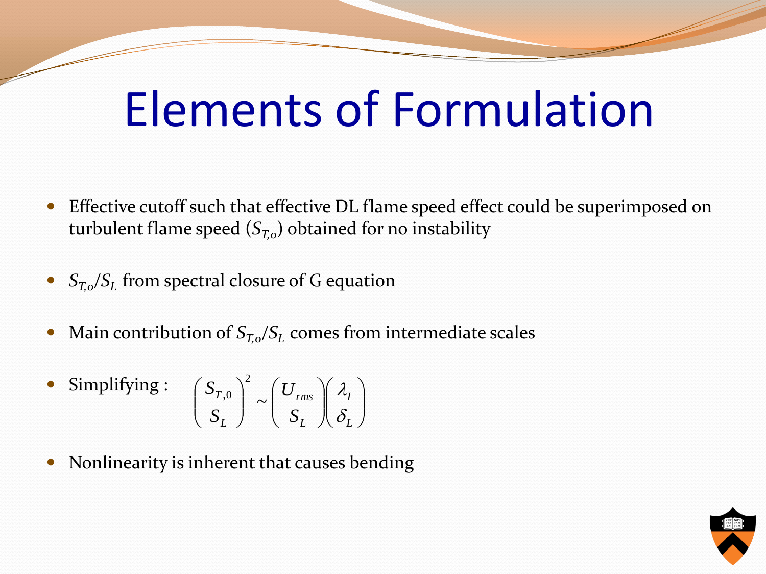# Elements of Formulation

- Effective cutoff such that effective DL flame speed effect could be superimposed on turbulent flame speed ($S_{T,o}$) obtained for no instability
- $S_{T,o}/S_L$ from spectral closure of G equation
- Main contribution of $S_{T,o}/S_L$ comes from intermediate scales
- Simplifying : $\left(\frac{S_{T,0}}{S_L}\right)^2 \sim \left(\frac{U_{rms}}{S_L}\right)\left(\frac{\lambda_I}{\delta_L}\right)$
- Nonlinearity is inherent that causes bending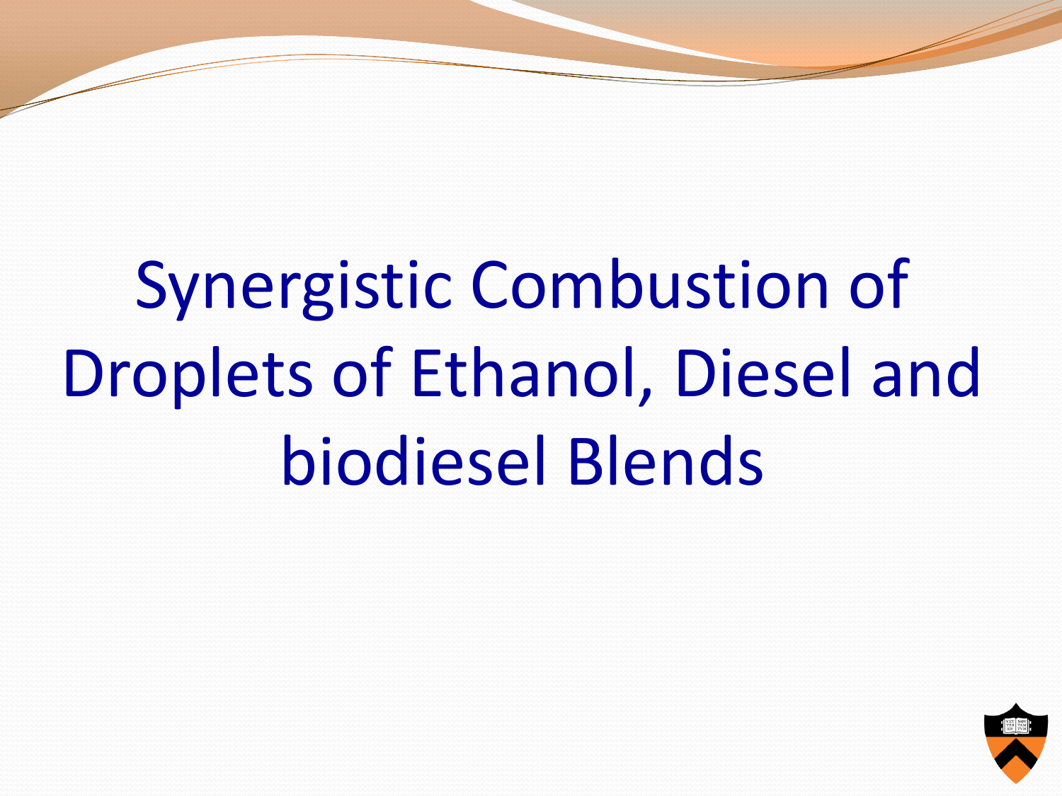# Synergistic Combustion of Droplets of Ethanol, Diesel and biodiesel Blends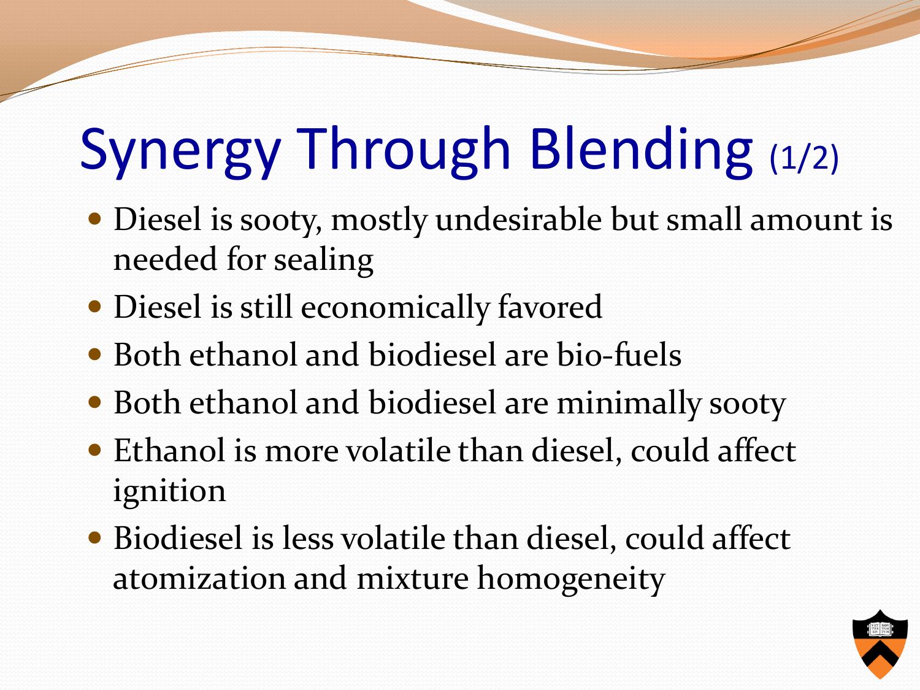# Synergy Through Blending (1/2)

- Diesel is sooty, mostly undesirable but small amount is needed for sealing
- Diesel is still economically favored
- Both ethanol and biodiesel are bio-fuels
- Both ethanol and biodiesel are minimally sooty
- Ethanol is more volatile than diesel, could affect ignition
- Biodiesel is less volatile than diesel, could affect atomization and mixture homogeneity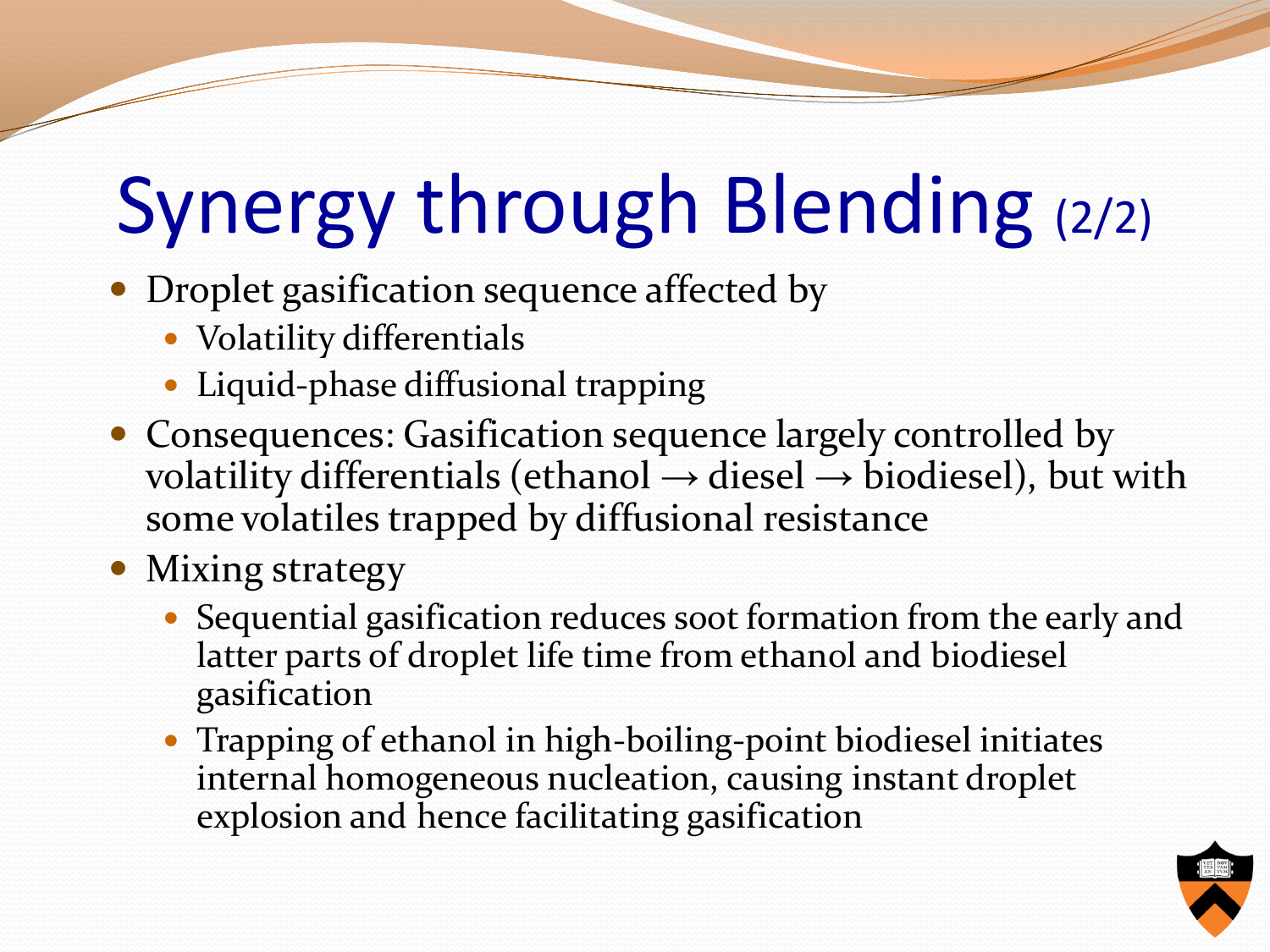# Synergy through Blending (2/2)

- Droplet gasification sequence affected by
  - Volatility differentials
  - Liquid-phase diffusional trapping
- Consequences: Gasification sequence largely controlled by volatility differentials (ethanol → diesel → biodiesel), but with some volatiles trapped by diffusional resistance
- Mixing strategy
  - Sequential gasification reduces soot formation from the early and latter parts of droplet life time from ethanol and biodiesel gasification
  - Trapping of ethanol in high-boiling-point biodiesel initiates internal homogeneous nucleation, causing instant droplet explosion and hence facilitating gasification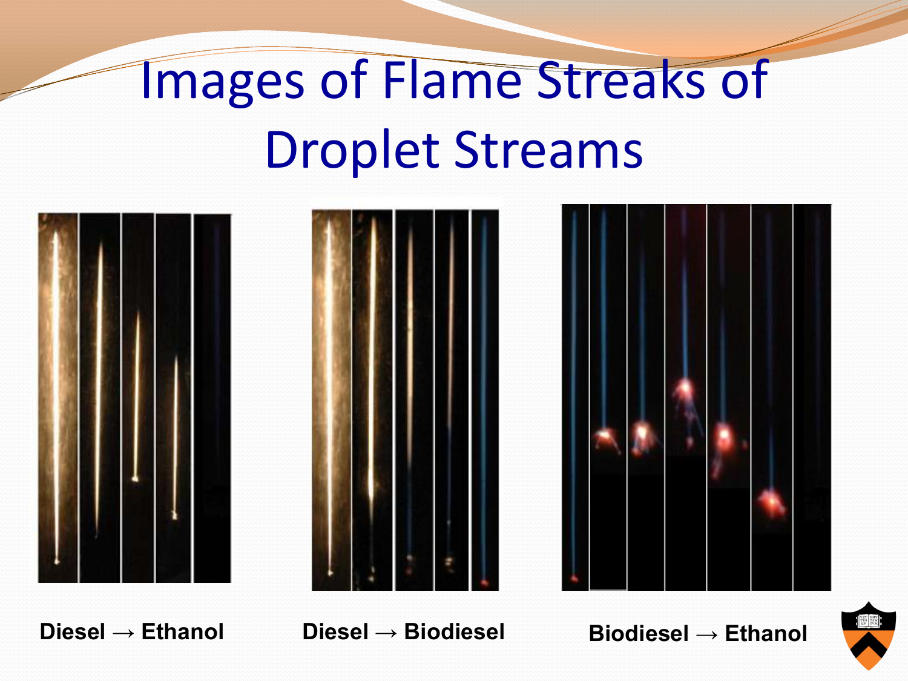# Images of Flame Streaks of Droplet Streams

**Diesel → Ethanol**

**Diesel → Biodiesel**

**Biodiesel → Ethanol**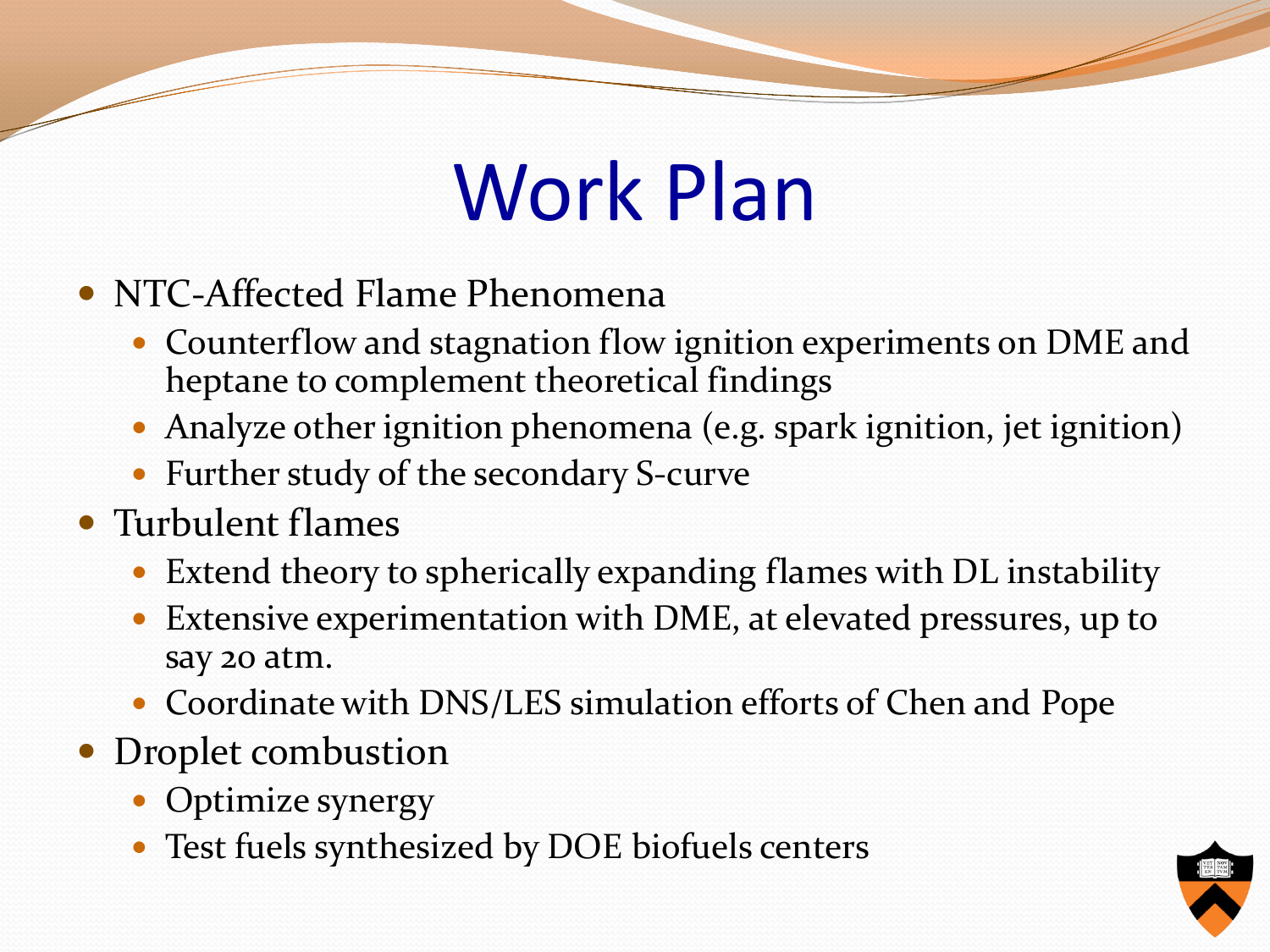# Work Plan

- NTC-Affected Flame Phenomena
  - Counterflow and stagnation flow ignition experiments on DME and heptane to complement theoretical findings
  - Analyze other ignition phenomena (e.g. spark ignition, jet ignition)
  - Further study of the secondary S-curve
- Turbulent flames
  - Extend theory to spherically expanding flames with DL instability
  - Extensive experimentation with DME, at elevated pressures, up to say 20 atm.
  - Coordinate with DNS/LES simulation efforts of Chen and Pope
- Droplet combustion
  - Optimize synergy
  - Test fuels synthesized by DOE biofuels centers